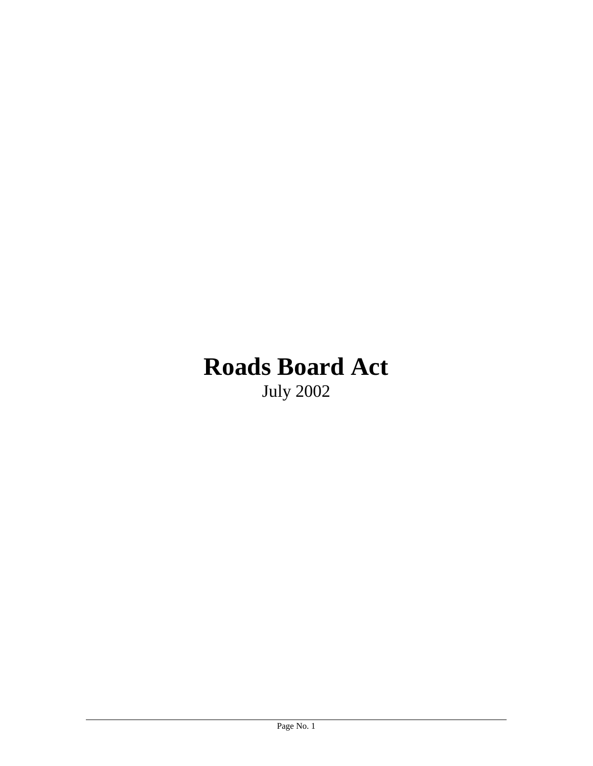# Roads Board Act

July 2002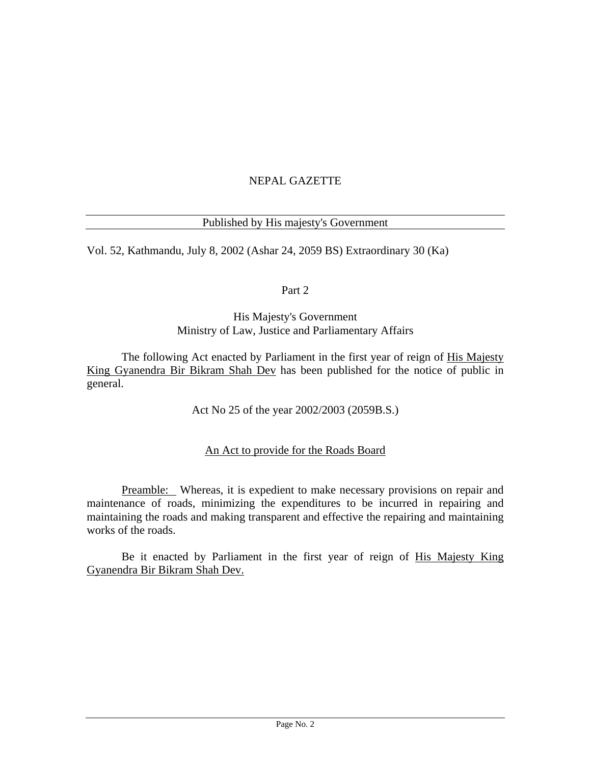# NEPAL GAZETTE

Published by His majesty's Government

Vol. 52, Kathmandu, July 8, 2002 (Ashar 24, 2059 BS) Extraordinary 30 (Ka)

Part 2

His Majesty's Government
Ministry of Law, Justice and Parliamentary Affairs

The following Act enacted by Parliament in the first year of reign of His Majesty King Gyanendra Bir Bikram Shah Dev has been published for the notice of public in general.

Act No 25 of the year 2002/2003 (2059B.S.)

## An Act to provide for the Roads Board

Preamble: Whereas, it is expedient to make necessary provisions on repair and maintenance of roads, minimizing the expenditures to be incurred in repairing and maintaining the roads and making transparent and effective the repairing and maintaining works of the roads.

Be it enacted by Parliament in the first year of reign of His Majesty King Gyanendra Bir Bikram Shah Dev.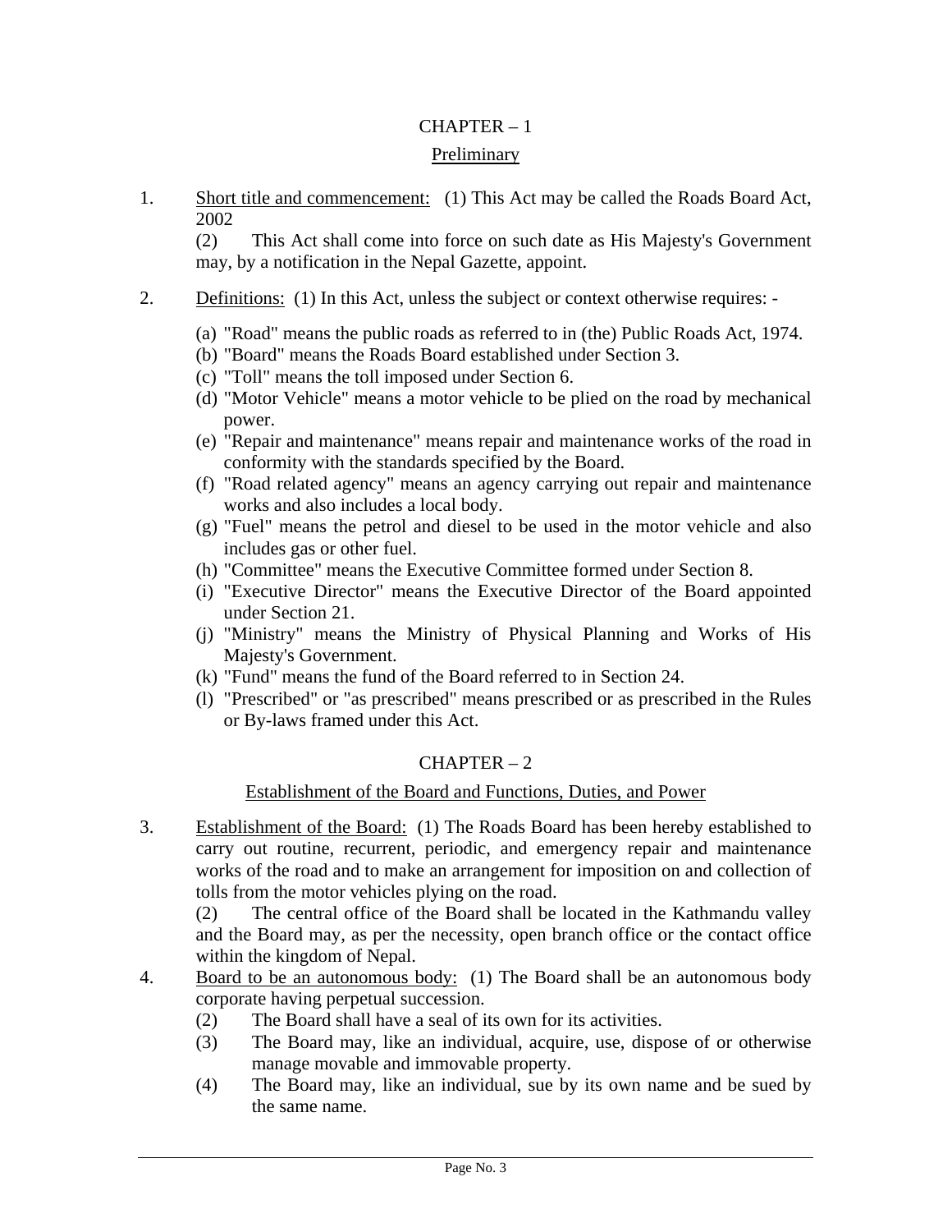## CHAPTER – 1

### Preliminary

1. Short title and commencement: (1) This Act may be called the Roads Board Act, 2002

   (2) This Act shall come into force on such date as His Majesty's Government may, by a notification in the Nepal Gazette, appoint.

2. Definitions: (1) In this Act, unless the subject or context otherwise requires: -

   (a) "Road" means the public roads as referred to in (the) Public Roads Act, 1974.
   (b) "Board" means the Roads Board established under Section 3.
   (c) "Toll" means the toll imposed under Section 6.
   (d) "Motor Vehicle" means a motor vehicle to be plied on the road by mechanical power.
   (e) "Repair and maintenance" means repair and maintenance works of the road in conformity with the standards specified by the Board.
   (f) "Road related agency" means an agency carrying out repair and maintenance works and also includes a local body.
   (g) "Fuel" means the petrol and diesel to be used in the motor vehicle and also includes gas or other fuel.
   (h) "Committee" means the Executive Committee formed under Section 8.
   (i) "Executive Director" means the Executive Director of the Board appointed under Section 21.
   (j) "Ministry" means the Ministry of Physical Planning and Works of His Majesty's Government.
   (k) "Fund" means the fund of the Board referred to in Section 24.
   (l) "Prescribed" or "as prescribed" means prescribed or as prescribed in the Rules or By-laws framed under this Act.

## CHAPTER – 2

### Establishment of the Board and Functions, Duties, and Power

3. Establishment of the Board: (1) The Roads Board has been hereby established to carry out routine, recurrent, periodic, and emergency repair and maintenance works of the road and to make an arrangement for imposition on and collection of tolls from the motor vehicles plying on the road.

   (2) The central office of the Board shall be located in the Kathmandu valley and the Board may, as per the necessity, open branch office or the contact office within the kingdom of Nepal.

4. Board to be an autonomous body: (1) The Board shall be an autonomous body corporate having perpetual succession.

   (2) The Board shall have a seal of its own for its activities.

   (3) The Board may, like an individual, acquire, use, dispose of or otherwise manage movable and immovable property.

   (4) The Board may, like an individual, sue by its own name and be sued by the same name.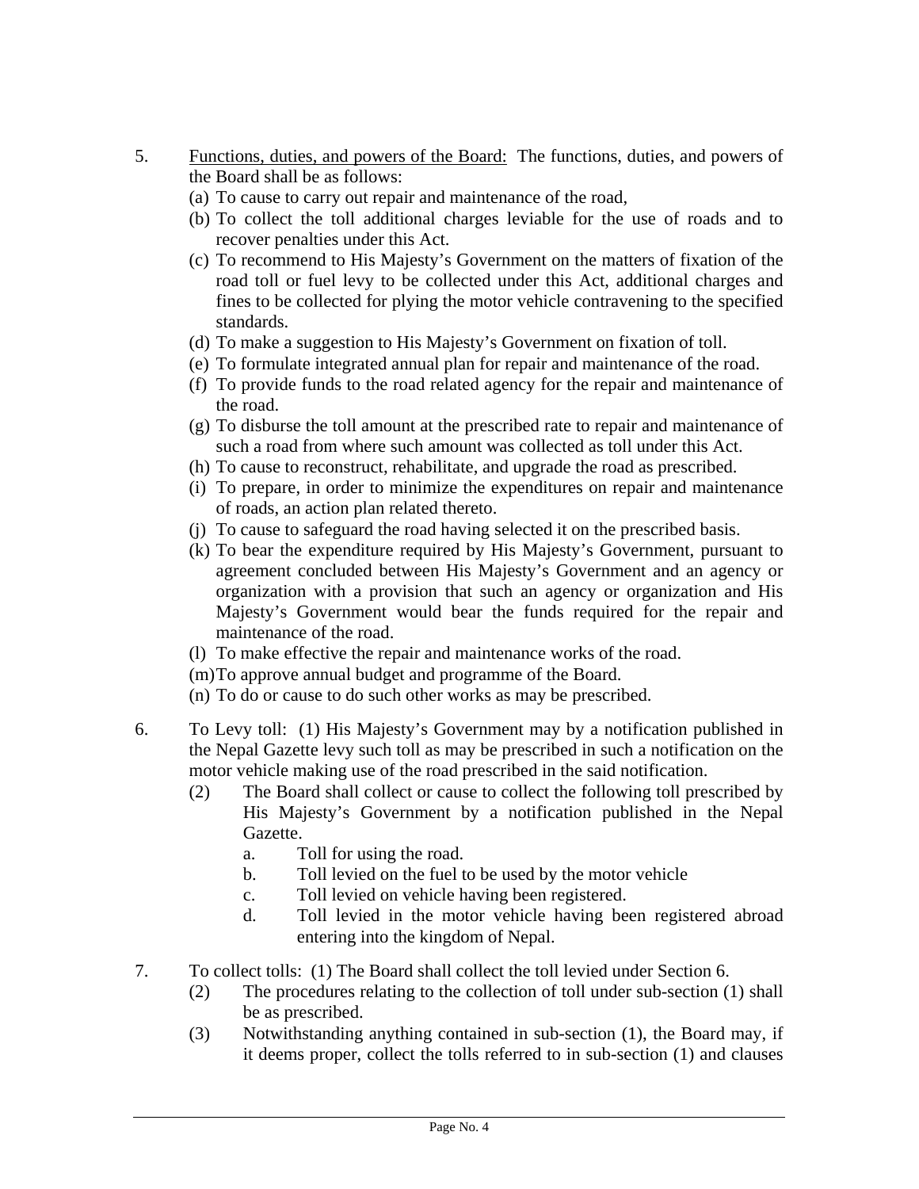5. <u>Functions, duties, and powers of the Board:</u> The functions, duties, and powers of the Board shall be as follows:
   (a) To cause to carry out repair and maintenance of the road,
   (b) To collect the toll additional charges leviable for the use of roads and to recover penalties under this Act.
   (c) To recommend to His Majesty's Government on the matters of fixation of the road toll or fuel levy to be collected under this Act, additional charges and fines to be collected for plying the motor vehicle contravening to the specified standards.
   (d) To make a suggestion to His Majesty's Government on fixation of toll.
   (e) To formulate integrated annual plan for repair and maintenance of the road.
   (f) To provide funds to the road related agency for the repair and maintenance of the road.
   (g) To disburse the toll amount at the prescribed rate to repair and maintenance of such a road from where such amount was collected as toll under this Act.
   (h) To cause to reconstruct, rehabilitate, and upgrade the road as prescribed.
   (i) To prepare, in order to minimize the expenditures on repair and maintenance of roads, an action plan related thereto.
   (j) To cause to safeguard the road having selected it on the prescribed basis.
   (k) To bear the expenditure required by His Majesty's Government, pursuant to agreement concluded between His Majesty's Government and an agency or organization with a provision that such an agency or organization and His Majesty's Government would bear the funds required for the repair and maintenance of the road.
   (l) To make effective the repair and maintenance works of the road.
   (m) To approve annual budget and programme of the Board.
   (n) To do or cause to do such other works as may be prescribed.

6. To Levy toll: (1) His Majesty's Government may by a notification published in the Nepal Gazette levy such toll as may be prescribed in such a notification on the motor vehicle making use of the road prescribed in the said notification.
   (2) The Board shall collect or cause to collect the following toll prescribed by His Majesty's Government by a notification published in the Nepal Gazette.
      a. Toll for using the road.
      b. Toll levied on the fuel to be used by the motor vehicle
      c. Toll levied on vehicle having been registered.
      d. Toll levied in the motor vehicle having been registered abroad entering into the kingdom of Nepal.

7. To collect tolls: (1) The Board shall collect the toll levied under Section 6.
   (2) The procedures relating to the collection of toll under sub-section (1) shall be as prescribed.
   (3) Notwithstanding anything contained in sub-section (1), the Board may, if it deems proper, collect the tolls referred to in sub-section (1) and clauses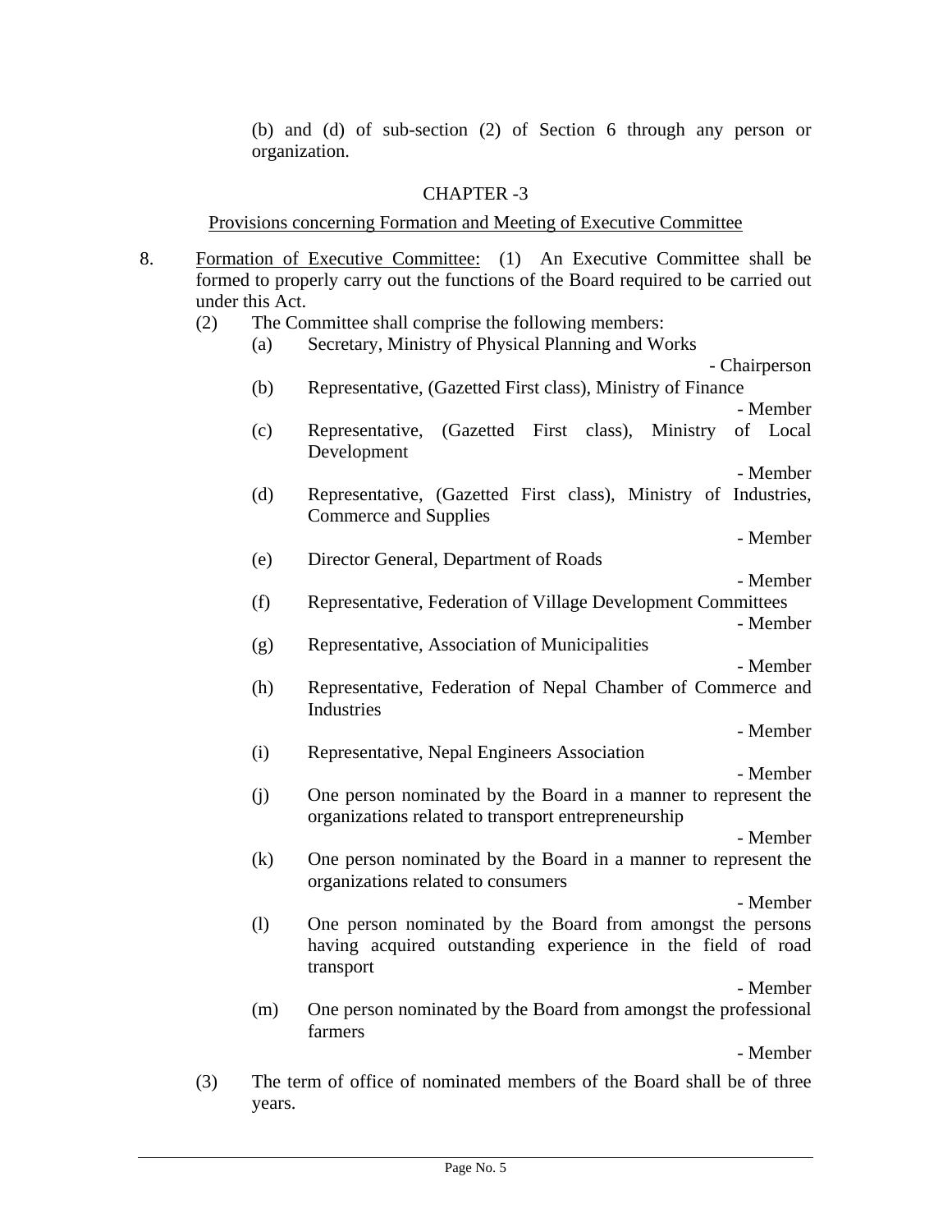(b) and (d) of sub-section (2) of Section 6 through any person or organization.

## CHAPTER -3

### Provisions concerning Formation and Meeting of Executive Committee

8. Formation of Executive Committee: (1) An Executive Committee shall be formed to properly carry out the functions of the Board required to be carried out under this Act.

(2) The Committee shall comprise the following members:

(a) Secretary, Ministry of Physical Planning and Works - Chairperson

(b) Representative, (Gazetted First class), Ministry of Finance - Member

(c) Representative, (Gazetted First class), Ministry of Local Development - Member

(d) Representative, (Gazetted First class), Ministry of Industries, Commerce and Supplies - Member

(e) Director General, Department of Roads - Member

(f) Representative, Federation of Village Development Committees - Member

(g) Representative, Association of Municipalities - Member

(h) Representative, Federation of Nepal Chamber of Commerce and Industries - Member

(i) Representative, Nepal Engineers Association - Member

(j) One person nominated by the Board in a manner to represent the organizations related to transport entrepreneurship - Member

(k) One person nominated by the Board in a manner to represent the organizations related to consumers - Member

(l) One person nominated by the Board from amongst the persons having acquired outstanding experience in the field of road transport - Member

(m) One person nominated by the Board from amongst the professional farmers - Member

(3) The term of office of nominated members of the Board shall be of three years.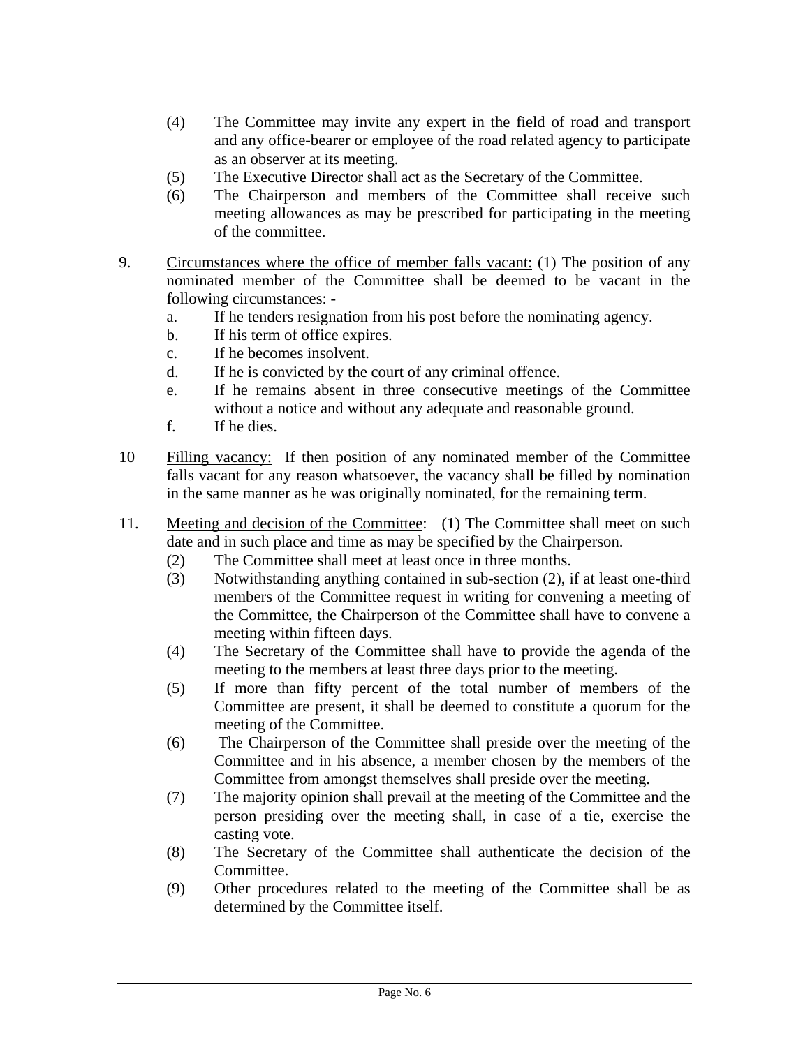(4) The Committee may invite any expert in the field of road and transport and any office-bearer or employee of the road related agency to participate as an observer at its meeting.

(5) The Executive Director shall act as the Secretary of the Committee.

(6) The Chairperson and members of the Committee shall receive such meeting allowances as may be prescribed for participating in the meeting of the committee.

9. <u>Circumstances where the office of member falls vacant:</u> (1) The position of any nominated member of the Committee shall be deemed to be vacant in the following circumstances: -

a. If he tenders resignation from his post before the nominating agency.
b. If his term of office expires.
c. If he becomes insolvent.
d. If he is convicted by the court of any criminal offence.
e. If he remains absent in three consecutive meetings of the Committee without a notice and without any adequate and reasonable ground.
f. If he dies.

10 <u>Filling vacancy:</u> If then position of any nominated member of the Committee falls vacant for any reason whatsoever, the vacancy shall be filled by nomination in the same manner as he was originally nominated, for the remaining term.

11. <u>Meeting and decision of the Committee</u>: (1) The Committee shall meet on such date and in such place and time as may be specified by the Chairperson.

(2) The Committee shall meet at least once in three months.

(3) Notwithstanding anything contained in sub-section (2), if at least one-third members of the Committee request in writing for convening a meeting of the Committee, the Chairperson of the Committee shall have to convene a meeting within fifteen days.

(4) The Secretary of the Committee shall have to provide the agenda of the meeting to the members at least three days prior to the meeting.

(5) If more than fifty percent of the total number of members of the Committee are present, it shall be deemed to constitute a quorum for the meeting of the Committee.

(6) The Chairperson of the Committee shall preside over the meeting of the Committee and in his absence, a member chosen by the members of the Committee from amongst themselves shall preside over the meeting.

(7) The majority opinion shall prevail at the meeting of the Committee and the person presiding over the meeting shall, in case of a tie, exercise the casting vote.

(8) The Secretary of the Committee shall authenticate the decision of the Committee.

(9) Other procedures related to the meeting of the Committee shall be as determined by the Committee itself.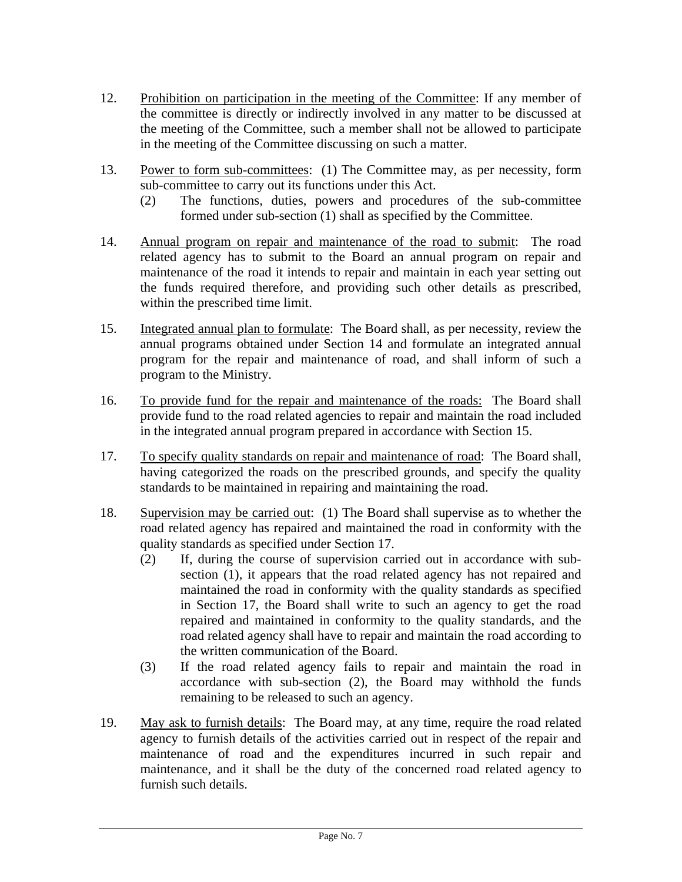12. Prohibition on participation in the meeting of the Committee: If any member of the committee is directly or indirectly involved in any matter to be discussed at the meeting of the Committee, such a member shall not be allowed to participate in the meeting of the Committee discussing on such a matter.

13. Power to form sub-committees: (1) The Committee may, as per necessity, form sub-committee to carry out its functions under this Act.
    (2) The functions, duties, powers and procedures of the sub-committee formed under sub-section (1) shall as specified by the Committee.

14. Annual program on repair and maintenance of the road to submit: The road related agency has to submit to the Board an annual program on repair and maintenance of the road it intends to repair and maintain in each year setting out the funds required therefore, and providing such other details as prescribed, within the prescribed time limit.

15. Integrated annual plan to formulate: The Board shall, as per necessity, review the annual programs obtained under Section 14 and formulate an integrated annual program for the repair and maintenance of road, and shall inform of such a program to the Ministry.

16. To provide fund for the repair and maintenance of the roads: The Board shall provide fund to the road related agencies to repair and maintain the road included in the integrated annual program prepared in accordance with Section 15.

17. To specify quality standards on repair and maintenance of road: The Board shall, having categorized the roads on the prescribed grounds, and specify the quality standards to be maintained in repairing and maintaining the road.

18. Supervision may be carried out: (1) The Board shall supervise as to whether the road related agency has repaired and maintained the road in conformity with the quality standards as specified under Section 17.
    (2) If, during the course of supervision carried out in accordance with sub-section (1), it appears that the road related agency has not repaired and maintained the road in conformity with the quality standards as specified in Section 17, the Board shall write to such an agency to get the road repaired and maintained in conformity to the quality standards, and the road related agency shall have to repair and maintain the road according to the written communication of the Board.
    (3) If the road related agency fails to repair and maintain the road in accordance with sub-section (2), the Board may withhold the funds remaining to be released to such an agency.

19. May ask to furnish details: The Board may, at any time, require the road related agency to furnish details of the activities carried out in respect of the repair and maintenance of road and the expenditures incurred in such repair and maintenance, and it shall be the duty of the concerned road related agency to furnish such details.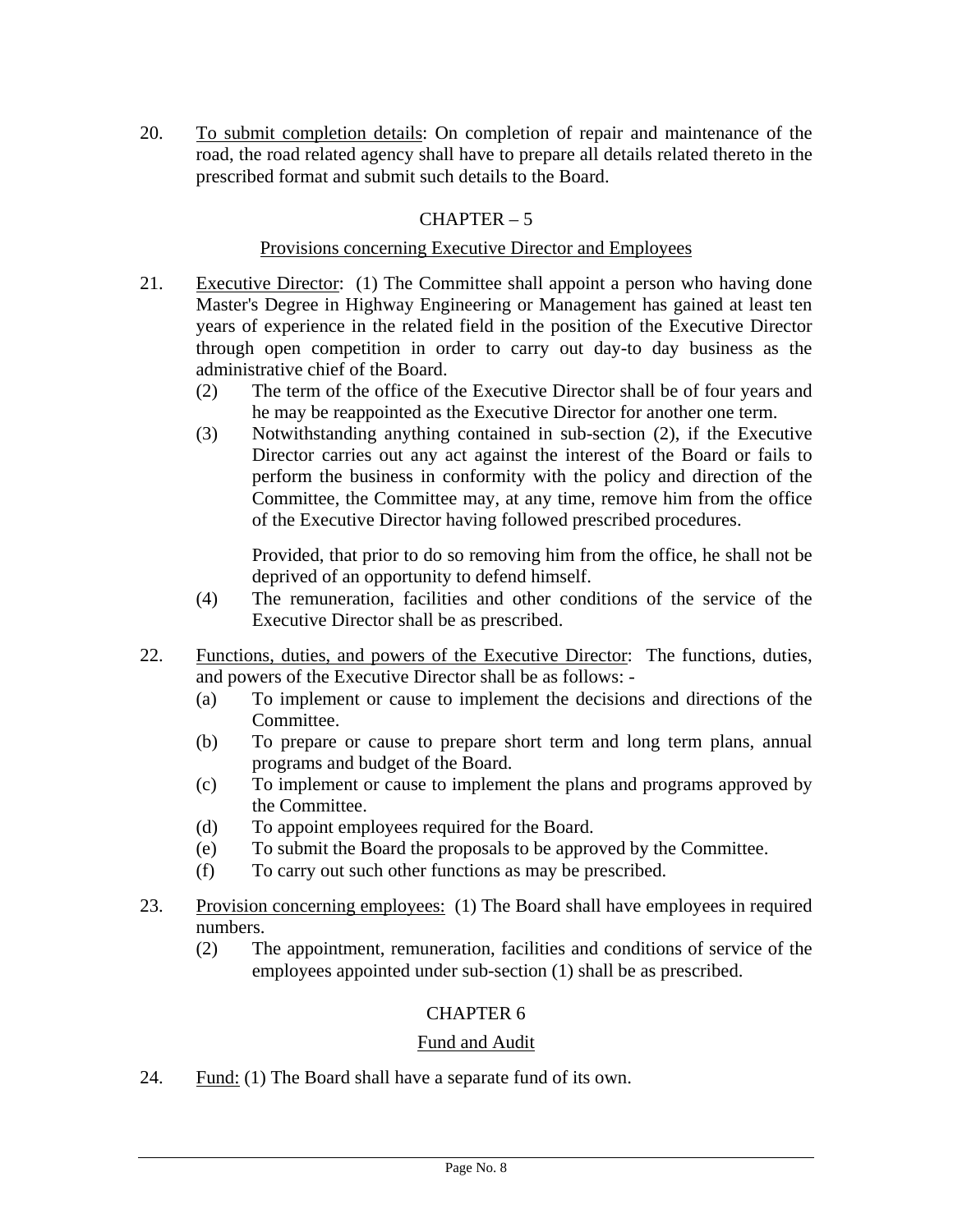20. To submit completion details: On completion of repair and maintenance of the road, the road related agency shall have to prepare all details related thereto in the prescribed format and submit such details to the Board.

## CHAPTER – 5

### Provisions concerning Executive Director and Employees

21. Executive Director: (1) The Committee shall appoint a person who having done Master's Degree in Highway Engineering or Management has gained at least ten years of experience in the related field in the position of the Executive Director through open competition in order to carry out day-to day business as the administrative chief of the Board.

    (2) The term of the office of the Executive Director shall be of four years and he may be reappointed as the Executive Director for another one term.

    (3) Notwithstanding anything contained in sub-section (2), if the Executive Director carries out any act against the interest of the Board or fails to perform the business in conformity with the policy and direction of the Committee, the Committee may, at any time, remove him from the office of the Executive Director having followed prescribed procedures.

    Provided, that prior to do so removing him from the office, he shall not be deprived of an opportunity to defend himself.

    (4) The remuneration, facilities and other conditions of the service of the Executive Director shall be as prescribed.

22. Functions, duties, and powers of the Executive Director: The functions, duties, and powers of the Executive Director shall be as follows: -

    (a) To implement or cause to implement the decisions and directions of the Committee.

    (b) To prepare or cause to prepare short term and long term plans, annual programs and budget of the Board.

    (c) To implement or cause to implement the plans and programs approved by the Committee.

    (d) To appoint employees required for the Board.

    (e) To submit the Board the proposals to be approved by the Committee.

    (f) To carry out such other functions as may be prescribed.

23. Provision concerning employees: (1) The Board shall have employees in required numbers.

    (2) The appointment, remuneration, facilities and conditions of service of the employees appointed under sub-section (1) shall be as prescribed.

## CHAPTER 6

### Fund and Audit

24. Fund: (1) The Board shall have a separate fund of its own.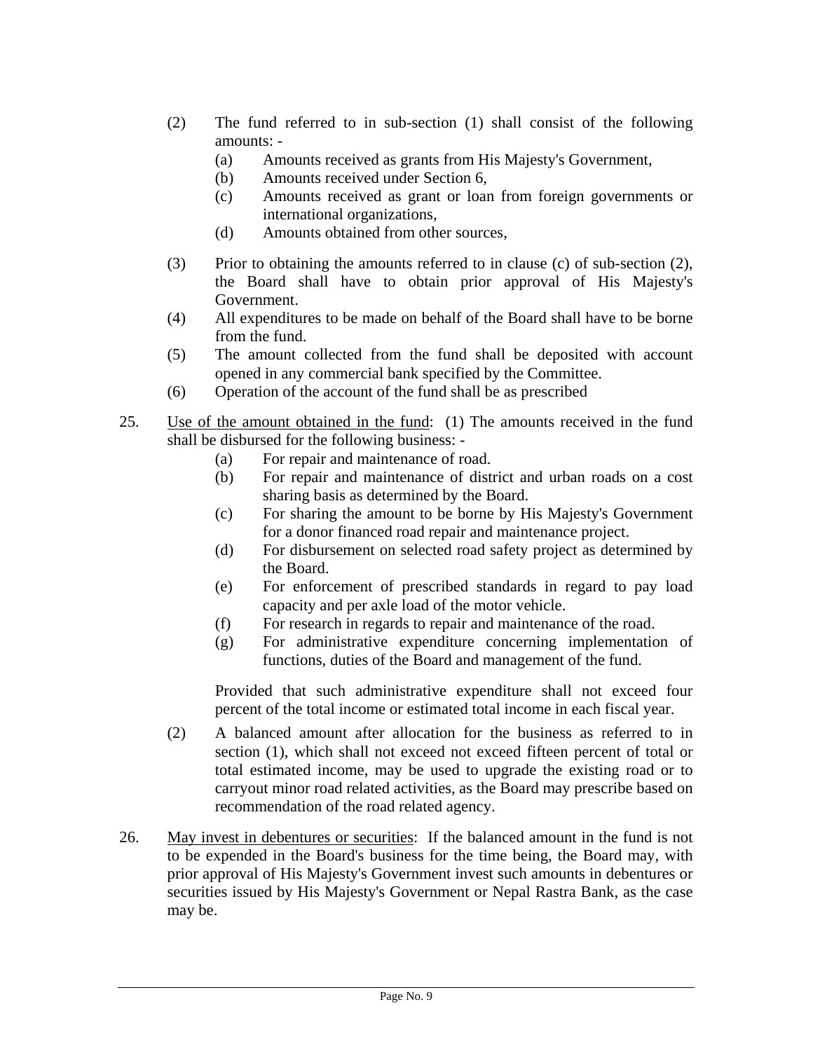(2) The fund referred to in sub-section (1) shall consist of the following amounts: -

   (a) Amounts received as grants from His Majesty's Government,
   (b) Amounts received under Section 6,
   (c) Amounts received as grant or loan from foreign governments or international organizations,
   (d) Amounts obtained from other sources,

(3) Prior to obtaining the amounts referred to in clause (c) of sub-section (2), the Board shall have to obtain prior approval of His Majesty's Government.

(4) All expenditures to be made on behalf of the Board shall have to be borne from the fund.

(5) The amount collected from the fund shall be deposited with account opened in any commercial bank specified by the Committee.

(6) Operation of the account of the fund shall be as prescribed

25. Use of the amount obtained in the fund: (1) The amounts received in the fund shall be disbursed for the following business: -

   (a) For repair and maintenance of road.
   (b) For repair and maintenance of district and urban roads on a cost sharing basis as determined by the Board.
   (c) For sharing the amount to be borne by His Majesty's Government for a donor financed road repair and maintenance project.
   (d) For disbursement on selected road safety project as determined by the Board.
   (e) For enforcement of prescribed standards in regard to pay load capacity and per axle load of the motor vehicle.
   (f) For research in regards to repair and maintenance of the road.
   (g) For administrative expenditure concerning implementation of functions, duties of the Board and management of the fund.

   Provided that such administrative expenditure shall not exceed four percent of the total income or estimated total income in each fiscal year.

(2) A balanced amount after allocation for the business as referred to in section (1), which shall not exceed not exceed fifteen percent of total or total estimated income, may be used to upgrade the existing road or to carryout minor road related activities, as the Board may prescribe based on recommendation of the road related agency.

26. May invest in debentures or securities: If the balanced amount in the fund is not to be expended in the Board's business for the time being, the Board may, with prior approval of His Majesty's Government invest such amounts in debentures or securities issued by His Majesty's Government or Nepal Rastra Bank, as the case may be.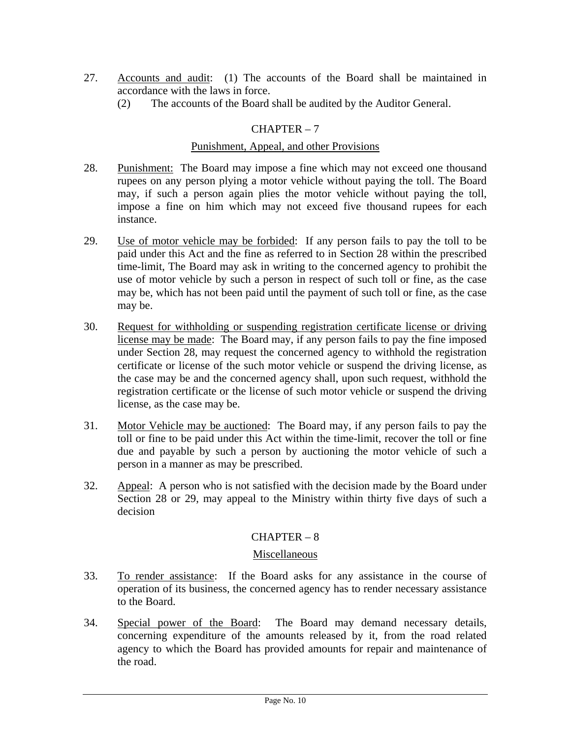27. Accounts and audit: (1) The accounts of the Board shall be maintained in accordance with the laws in force.

    (2) The accounts of the Board shall be audited by the Auditor General.

## CHAPTER – 7

### Punishment, Appeal, and other Provisions

28. Punishment: The Board may impose a fine which may not exceed one thousand rupees on any person plying a motor vehicle without paying the toll. The Board may, if such a person again plies the motor vehicle without paying the toll, impose a fine on him which may not exceed five thousand rupees for each instance.

29. Use of motor vehicle may be forbided: If any person fails to pay the toll to be paid under this Act and the fine as referred to in Section 28 within the prescribed time-limit, The Board may ask in writing to the concerned agency to prohibit the use of motor vehicle by such a person in respect of such toll or fine, as the case may be, which has not been paid until the payment of such toll or fine, as the case may be.

30. Request for withholding or suspending registration certificate license or driving license may be made: The Board may, if any person fails to pay the fine imposed under Section 28, may request the concerned agency to withhold the registration certificate or license of the such motor vehicle or suspend the driving license, as the case may be and the concerned agency shall, upon such request, withhold the registration certificate or the license of such motor vehicle or suspend the driving license, as the case may be.

31. Motor Vehicle may be auctioned: The Board may, if any person fails to pay the toll or fine to be paid under this Act within the time-limit, recover the toll or fine due and payable by such a person by auctioning the motor vehicle of such a person in a manner as may be prescribed.

32. Appeal: A person who is not satisfied with the decision made by the Board under Section 28 or 29, may appeal to the Ministry within thirty five days of such a decision

## CHAPTER – 8

### Miscellaneous

33. To render assistance: If the Board asks for any assistance in the course of operation of its business, the concerned agency has to render necessary assistance to the Board.

34. Special power of the Board: The Board may demand necessary details, concerning expenditure of the amounts released by it, from the road related agency to which the Board has provided amounts for repair and maintenance of the road.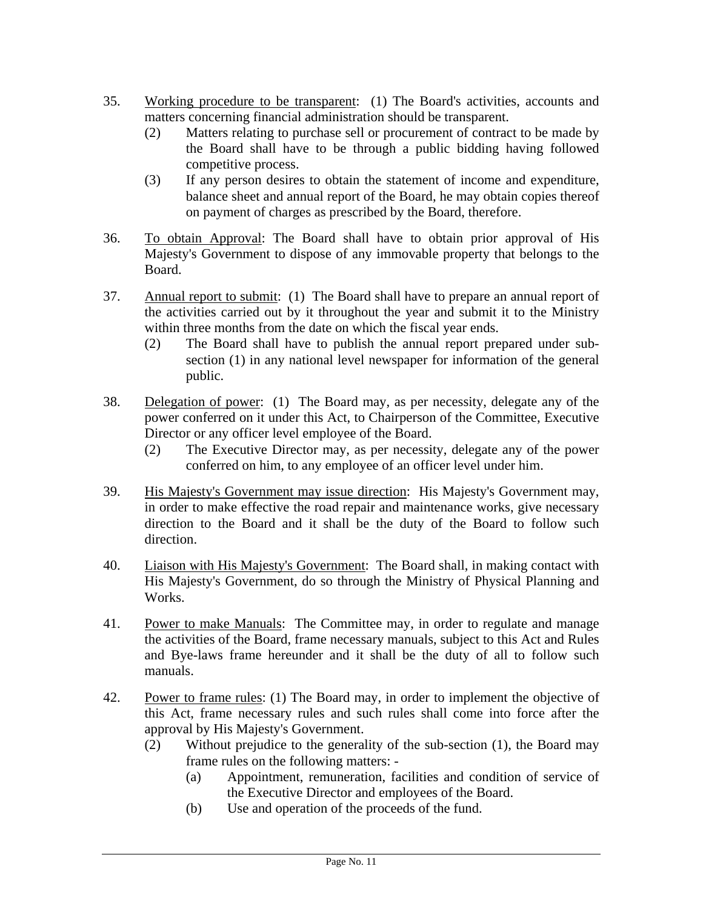35. Working procedure to be transparent: (1) The Board's activities, accounts and matters concerning financial administration should be transparent.
    (2) Matters relating to purchase sell or procurement of contract to be made by the Board shall have to be through a public bidding having followed competitive process.
    (3) If any person desires to obtain the statement of income and expenditure, balance sheet and annual report of the Board, he may obtain copies thereof on payment of charges as prescribed by the Board, therefore.

36. To obtain Approval: The Board shall have to obtain prior approval of His Majesty's Government to dispose of any immovable property that belongs to the Board.

37. Annual report to submit: (1) The Board shall have to prepare an annual report of the activities carried out by it throughout the year and submit it to the Ministry within three months from the date on which the fiscal year ends.
    (2) The Board shall have to publish the annual report prepared under sub-section (1) in any national level newspaper for information of the general public.

38. Delegation of power: (1) The Board may, as per necessity, delegate any of the power conferred on it under this Act, to Chairperson of the Committee, Executive Director or any officer level employee of the Board.
    (2) The Executive Director may, as per necessity, delegate any of the power conferred on him, to any employee of an officer level under him.

39. His Majesty's Government may issue direction: His Majesty's Government may, in order to make effective the road repair and maintenance works, give necessary direction to the Board and it shall be the duty of the Board to follow such direction.

40. Liaison with His Majesty's Government: The Board shall, in making contact with His Majesty's Government, do so through the Ministry of Physical Planning and Works.

41. Power to make Manuals: The Committee may, in order to regulate and manage the activities of the Board, frame necessary manuals, subject to this Act and Rules and Bye-laws frame hereunder and it shall be the duty of all to follow such manuals.

42. Power to frame rules: (1) The Board may, in order to implement the objective of this Act, frame necessary rules and such rules shall come into force after the approval by His Majesty's Government.
    (2) Without prejudice to the generality of the sub-section (1), the Board may frame rules on the following matters: -
        (a) Appointment, remuneration, facilities and condition of service of the Executive Director and employees of the Board.
        (b) Use and operation of the proceeds of the fund.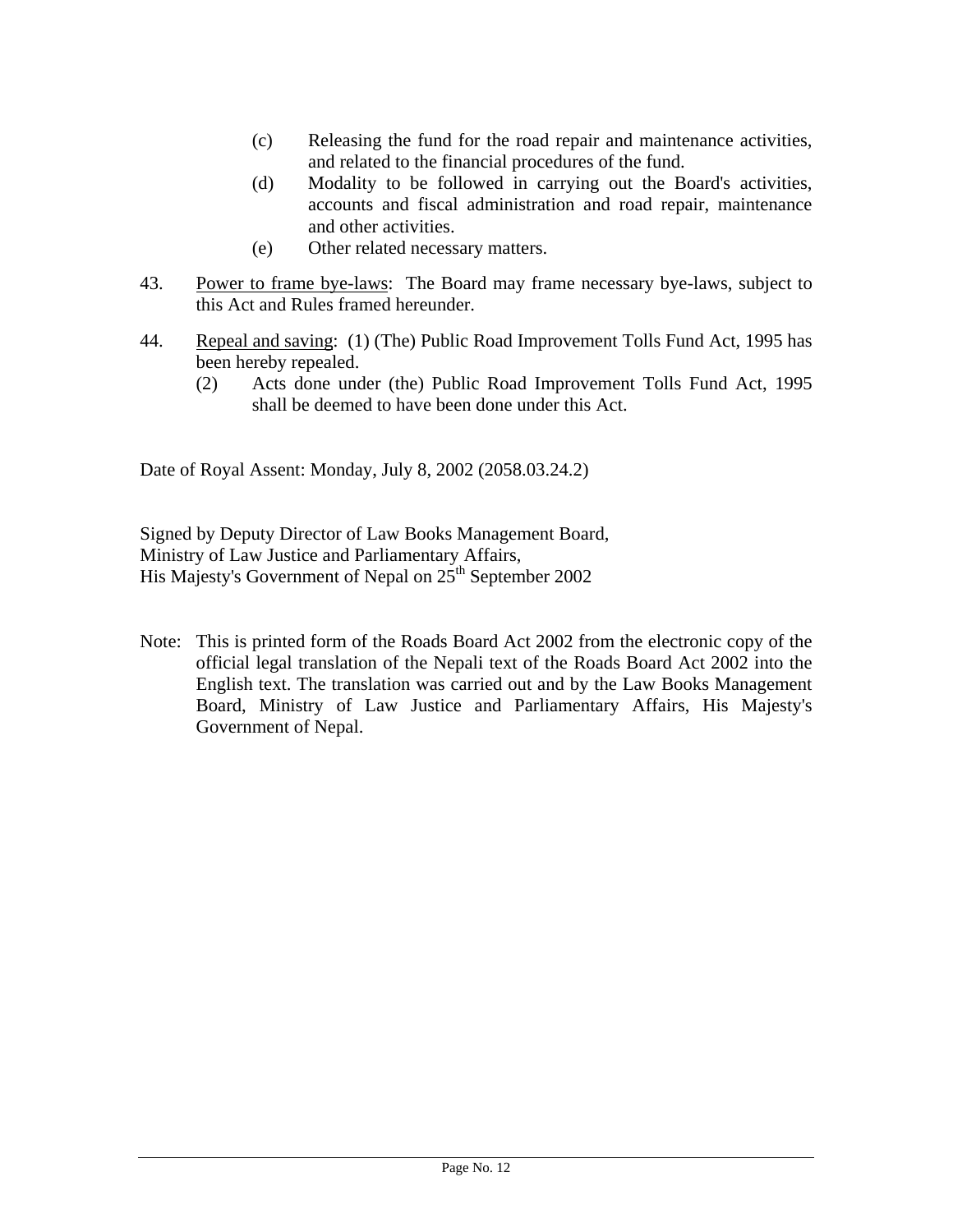(c) Releasing the fund for the road repair and maintenance activities, and related to the financial procedures of the fund.

(d) Modality to be followed in carrying out the Board's activities, accounts and fiscal administration and road repair, maintenance and other activities.

(e) Other related necessary matters.

43. Power to frame bye-laws: The Board may frame necessary bye-laws, subject to this Act and Rules framed hereunder.

44. Repeal and saving: (1) (The) Public Road Improvement Tolls Fund Act, 1995 has been hereby repealed.

(2) Acts done under (the) Public Road Improvement Tolls Fund Act, 1995 shall be deemed to have been done under this Act.

Date of Royal Assent: Monday, July 8, 2002 (2058.03.24.2)

Signed by Deputy Director of Law Books Management Board,
Ministry of Law Justice and Parliamentary Affairs,
His Majesty's Government of Nepal on 25th September 2002

Note: This is printed form of the Roads Board Act 2002 from the electronic copy of the official legal translation of the Nepali text of the Roads Board Act 2002 into the English text. The translation was carried out and by the Law Books Management Board, Ministry of Law Justice and Parliamentary Affairs, His Majesty's Government of Nepal.